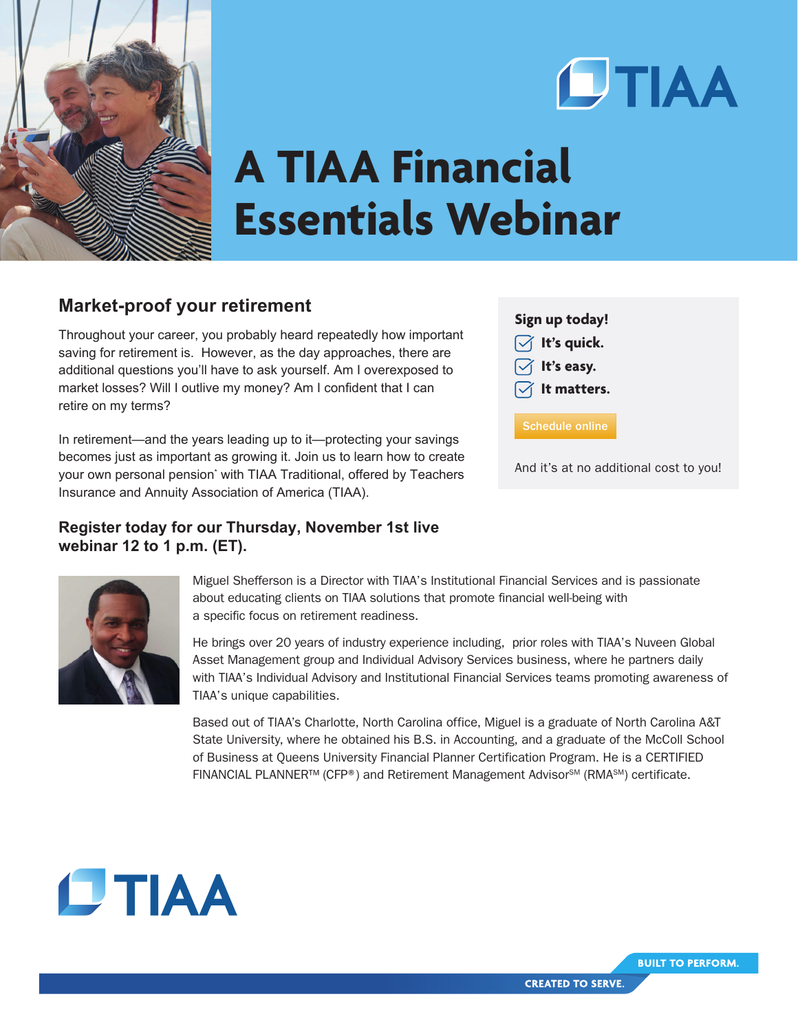TIAA

# A TIAA Financial Essentials Webinar

## Market-proof your retirement

Throughout your career, you probably heard repeatedly how important saving for retirement is. However, as the day approaches, there are additional questions you'll have to ask yourself. Am I overexposed to market losses? Will I outlive my money? Am I confident that I can retire on my terms?

In retirement—and the years leading up to it—protecting your savings becomes just as important as growing it. Join us to learn how to create your own personal pension* with TIAA Traditional, offered by Teachers Insurance and Annuity Association of America (TIAA).

**Sign up today!**

- It's quick.
- It's easy.
- It matters.

Schedule online

And it's at no additional cost to you!

### Register today for our Thursday, November 1st live webinar 12 to 1 p.m. (ET).

Miguel Shefferson is a Director with TIAA's Institutional Financial Services and is passionate about educating clients on TIAA solutions that promote financial well-being with a specific focus on retirement readiness.

He brings over 20 years of industry experience including, prior roles with TIAA's Nuveen Global Asset Management group and Individual Advisory Services business, where he partners daily with TIAA's Individual Advisory and Institutional Financial Services teams promoting awareness of TIAA's unique capabilities.

Based out of TIAA's Charlotte, North Carolina office, Miguel is a graduate of North Carolina A&T State University, where he obtained his B.S. in Accounting, and a graduate of the McColl School of Business at Queens University Financial Planner Certification Program. He is a CERTIFIED FINANCIAL PLANNER™ (CFP®) and Retirement Management Advisor℠ (RMA℠) certificate.

TIAA

BUILT TO PERFORM.

CREATED TO SERVE.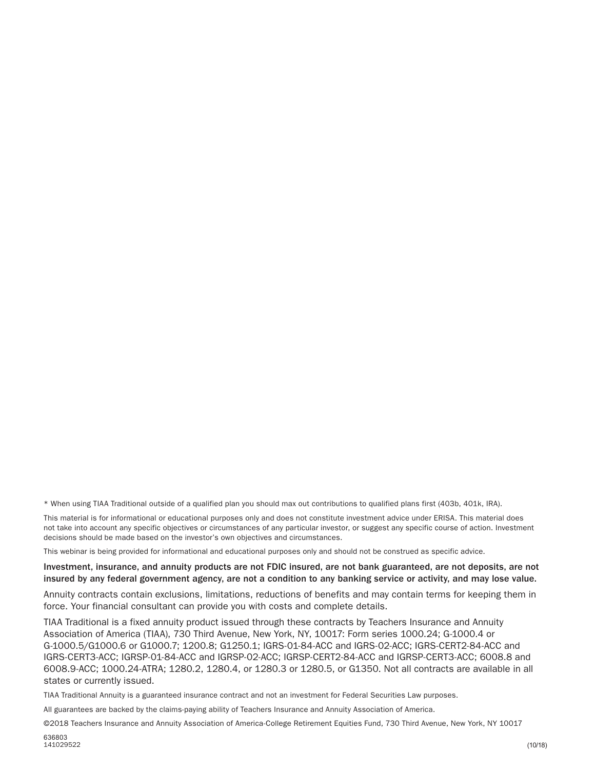* When using TIAA Traditional outside of a qualified plan you should max out contributions to qualified plans first (403b, 401k, IRA).

This material is for informational or educational purposes only and does not constitute investment advice under ERISA. This material does not take into account any specific objectives or circumstances of any particular investor, or suggest any specific course of action. Investment decisions should be made based on the investor's own objectives and circumstances.

This webinar is being provided for informational and educational purposes only and should not be construed as specific advice.

**Investment, insurance, and annuity products are not FDIC insured, are not bank guaranteed, are not deposits, are not insured by any federal government agency, are not a condition to any banking service or activity, and may lose value.**

Annuity contracts contain exclusions, limitations, reductions of benefits and may contain terms for keeping them in force. Your financial consultant can provide you with costs and complete details.

TIAA Traditional is a fixed annuity product issued through these contracts by Teachers Insurance and Annuity Association of America (TIAA), 730 Third Avenue, New York, NY, 10017: Form series 1000.24; G-1000.4 or G-1000.5/G1000.6 or G1000.7; 1200.8; G1250.1; IGRS-01-84-ACC and IGRS-02-ACC; IGRS-CERT2-84-ACC and IGRS-CERT3-ACC; IGRSP-01-84-ACC and IGRSP-02-ACC; IGRSP-CERT2-84-ACC and IGRSP-CERT3-ACC; 6008.8 and 6008.9-ACC; 1000.24-ATRA; 1280.2, 1280.4, or 1280.3 or 1280.5, or G1350. Not all contracts are available in all states or currently issued.

TIAA Traditional Annuity is a guaranteed insurance contract and not an investment for Federal Securities Law purposes.

All guarantees are backed by the claims-paying ability of Teachers Insurance and Annuity Association of America.

©2018 Teachers Insurance and Annuity Association of America-College Retirement Equities Fund, 730 Third Avenue, New York, NY 10017

636803
141029522 (10/18)